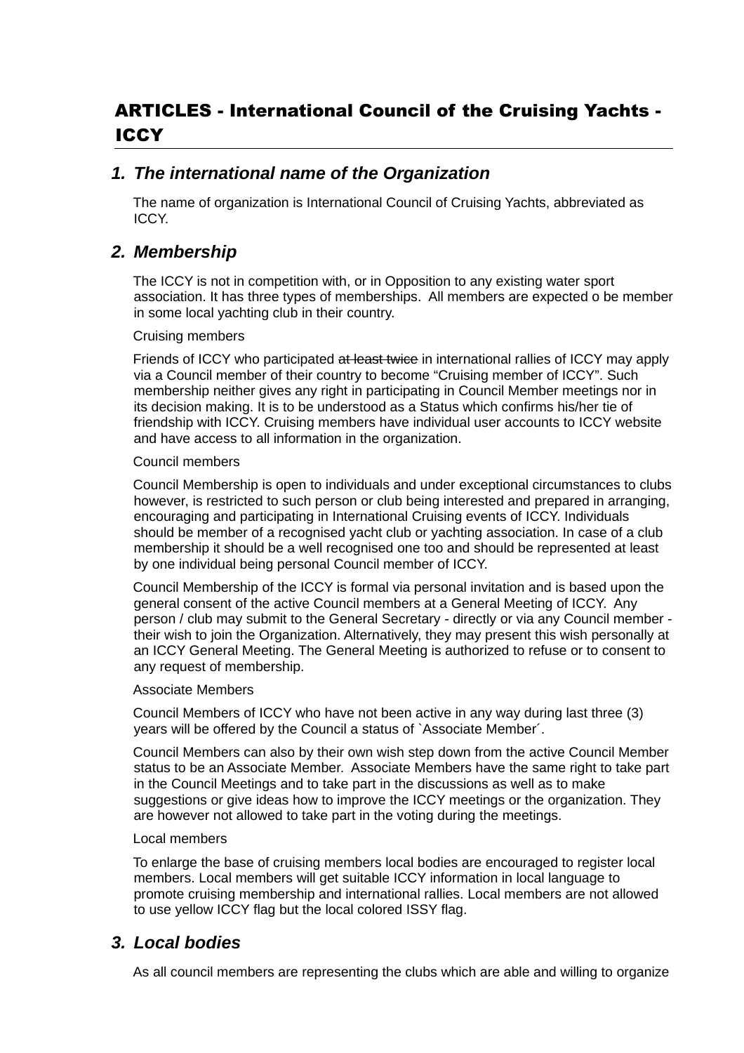# ARTICLES - International Council of the Cruising Yachts - ICCY

## 1. The international name of the Organization

The name of organization is International Council of Cruising Yachts, abbreviated as ICCY.

## 2. Membership

The ICCY is not in competition with, or in Opposition to any existing water sport association. It has three types of memberships. All members are expected o be member in some local yachting club in their country.

Cruising members

Friends of ICCY who participated ~~at least twice~~ in international rallies of ICCY may apply via a Council member of their country to become “Cruising member of ICCY”. Such membership neither gives any right in participating in Council Member meetings nor in its decision making. It is to be understood as a Status which confirms his/her tie of friendship with ICCY. Cruising members have individual user accounts to ICCY website and have access to all information in the organization.

Council members

Council Membership is open to individuals and under exceptional circumstances to clubs however, is restricted to such person or club being interested and prepared in arranging, encouraging and participating in International Cruising events of ICCY. Individuals should be member of a recognised yacht club or yachting association. In case of a club membership it should be a well recognised one too and should be represented at least by one individual being personal Council member of ICCY.

Council Membership of the ICCY is formal via personal invitation and is based upon the general consent of the active Council members at a General Meeting of ICCY. Any person / club may submit to the General Secretary - directly or via any Council member - their wish to join the Organization. Alternatively, they may present this wish personally at an ICCY General Meeting. The General Meeting is authorized to refuse or to consent to any request of membership.

Associate Members

Council Members of ICCY who have not been active in any way during last three (3) years will be offered by the Council a status of `Associate Member´.

Council Members can also by their own wish step down from the active Council Member status to be an Associate Member. Associate Members have the same right to take part in the Council Meetings and to take part in the discussions as well as to make suggestions or give ideas how to improve the ICCY meetings or the organization. They are however not allowed to take part in the voting during the meetings.

Local members

To enlarge the base of cruising members local bodies are encouraged to register local members. Local members will get suitable ICCY information in local language to promote cruising membership and international rallies. Local members are not allowed to use yellow ICCY flag but the local colored ISSY flag.

## 3. Local bodies

As all council members are representing the clubs which are able and willing to organize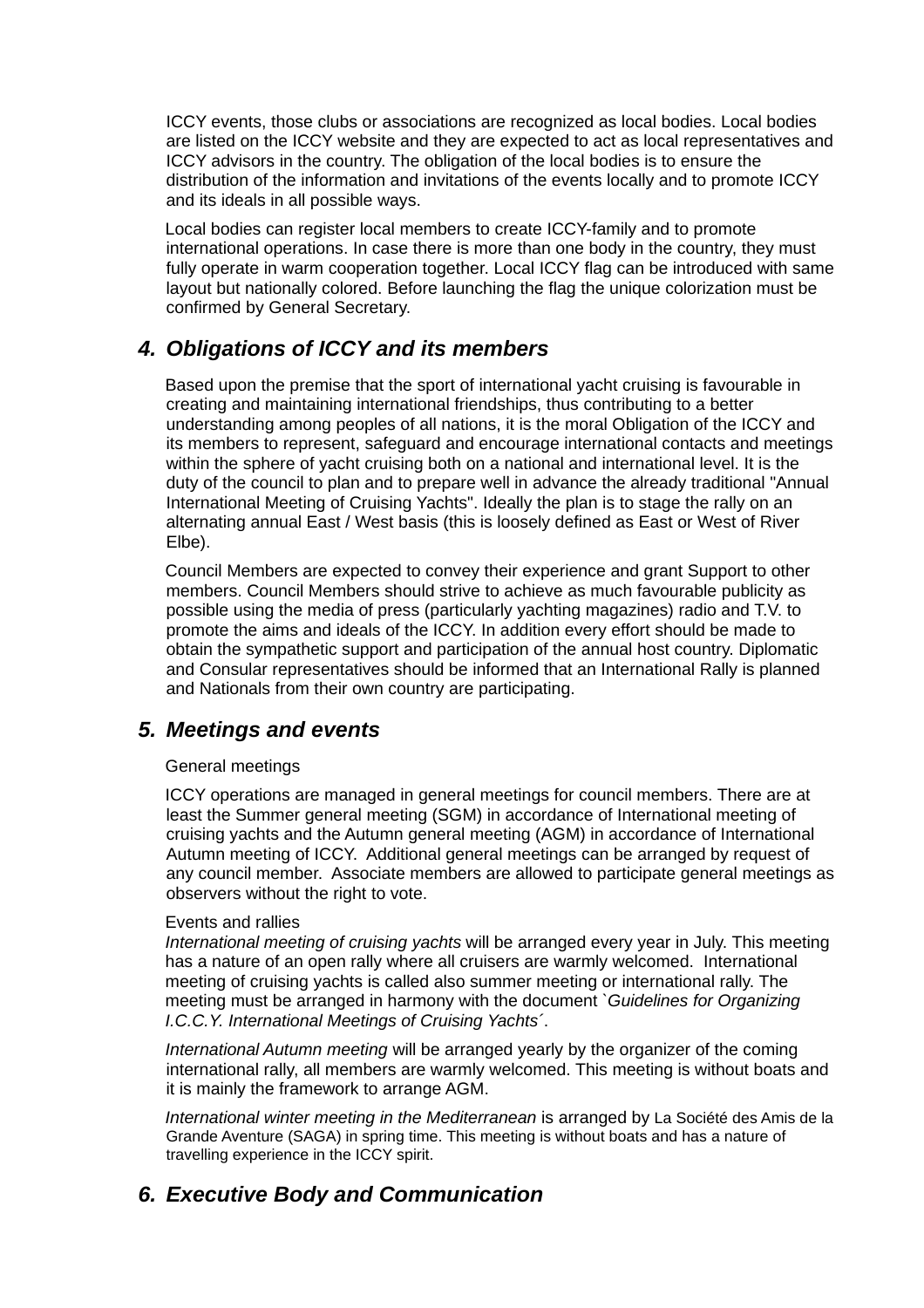ICCY events, those clubs or associations are recognized as local bodies. Local bodies are listed on the ICCY website and they are expected to act as local representatives and ICCY advisors in the country. The obligation of the local bodies is to ensure the distribution of the information and invitations of the events locally and to promote ICCY and its ideals in all possible ways.

Local bodies can register local members to create ICCY-family and to promote international operations. In case there is more than one body in the country, they must fully operate in warm cooperation together. Local ICCY flag can be introduced with same layout but nationally colored. Before launching the flag the unique colorization must be confirmed by General Secretary.

## 4. *Obligations of ICCY and its members*

Based upon the premise that the sport of international yacht cruising is favourable in creating and maintaining international friendships, thus contributing to a better understanding among peoples of all nations, it is the moral Obligation of the ICCY and its members to represent, safeguard and encourage international contacts and meetings within the sphere of yacht cruising both on a national and international level. It is the duty of the council to plan and to prepare well in advance the already traditional "Annual International Meeting of Cruising Yachts". Ideally the plan is to stage the rally on an alternating annual East / West basis (this is loosely defined as East or West of River Elbe).

Council Members are expected to convey their experience and grant Support to other members. Council Members should strive to achieve as much favourable publicity as possible using the media of press (particularly yachting magazines) radio and T.V. to promote the aims and ideals of the ICCY. In addition every effort should be made to obtain the sympathetic support and participation of the annual host country. Diplomatic and Consular representatives should be informed that an International Rally is planned and Nationals from their own country are participating.

## 5. *Meetings and events*

General meetings

ICCY operations are managed in general meetings for council members. There are at least the Summer general meeting (SGM) in accordance of International meeting of cruising yachts and the Autumn general meeting (AGM) in accordance of International Autumn meeting of ICCY. Additional general meetings can be arranged by request of any council member. Associate members are allowed to participate general meetings as observers without the right to vote.

Events and rallies
*International meeting of cruising yachts* will be arranged every year in July. This meeting has a nature of an open rally where all cruisers are warmly welcomed. International meeting of cruising yachts is called also summer meeting or international rally. The meeting must be arranged in harmony with the document `*Guidelines for Organizing I.C.C.Y. International Meetings of Cruising Yachts*´.

*International Autumn meeting* will be arranged yearly by the organizer of the coming international rally, all members are warmly welcomed. This meeting is without boats and it is mainly the framework to arrange AGM.

*International winter meeting in the Mediterranean* is arranged by La Société des Amis de la Grande Aventure (SAGA) in spring time. This meeting is without boats and has a nature of travelling experience in the ICCY spirit.

## 6. *Executive Body and Communication*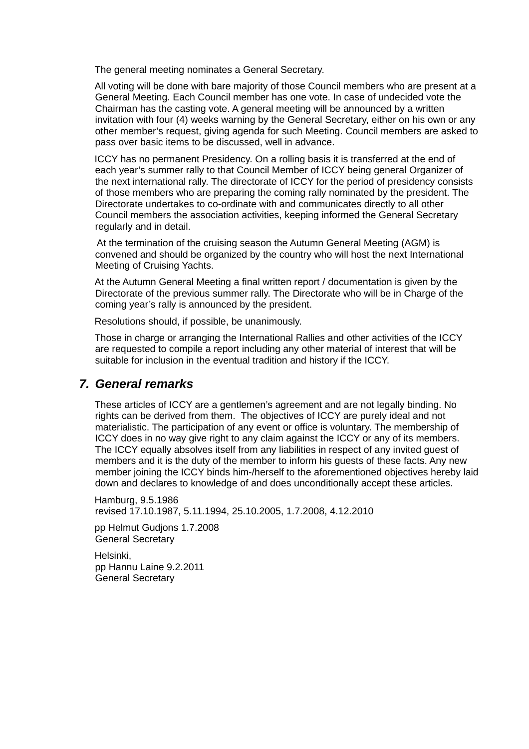The general meeting nominates a General Secretary.

All voting will be done with bare majority of those Council members who are present at a General Meeting. Each Council member has one vote. In case of undecided vote the Chairman has the casting vote. A general meeting will be announced by a written invitation with four (4) weeks warning by the General Secretary, either on his own or any other member's request, giving agenda for such Meeting. Council members are asked to pass over basic items to be discussed, well in advance.

ICCY has no permanent Presidency. On a rolling basis it is transferred at the end of each year's summer rally to that Council Member of ICCY being general Organizer of the next international rally. The directorate of ICCY for the period of presidency consists of those members who are preparing the coming rally nominated by the president. The Directorate undertakes to co-ordinate with and communicates directly to all other Council members the association activities, keeping informed the General Secretary regularly and in detail.

At the termination of the cruising season the Autumn General Meeting (AGM) is convened and should be organized by the country who will host the next International Meeting of Cruising Yachts.

At the Autumn General Meeting a final written report / documentation is given by the Directorate of the previous summer rally. The Directorate who will be in Charge of the coming year's rally is announced by the president.

Resolutions should, if possible, be unanimously.

Those in charge or arranging the International Rallies and other activities of the ICCY are requested to compile a report including any other material of interest that will be suitable for inclusion in the eventual tradition and history if the ICCY.

## *7. General remarks*

These articles of ICCY are a gentlemen's agreement and are not legally binding. No rights can be derived from them. The objectives of ICCY are purely ideal and not materialistic. The participation of any event or office is voluntary. The membership of ICCY does in no way give right to any claim against the ICCY or any of its members. The ICCY equally absolves itself from any liabilities in respect of any invited guest of members and it is the duty of the member to inform his guests of these facts. Any new member joining the ICCY binds him-/herself to the aforementioned objectives hereby laid down and declares to knowledge of and does unconditionally accept these articles.

Hamburg, 9.5.1986
revised 17.10.1987, 5.11.1994, 25.10.2005, 1.7.2008, 4.12.2010

pp Helmut Gudjons 1.7.2008
General Secretary

Helsinki,
pp Hannu Laine 9.2.2011
General Secretary